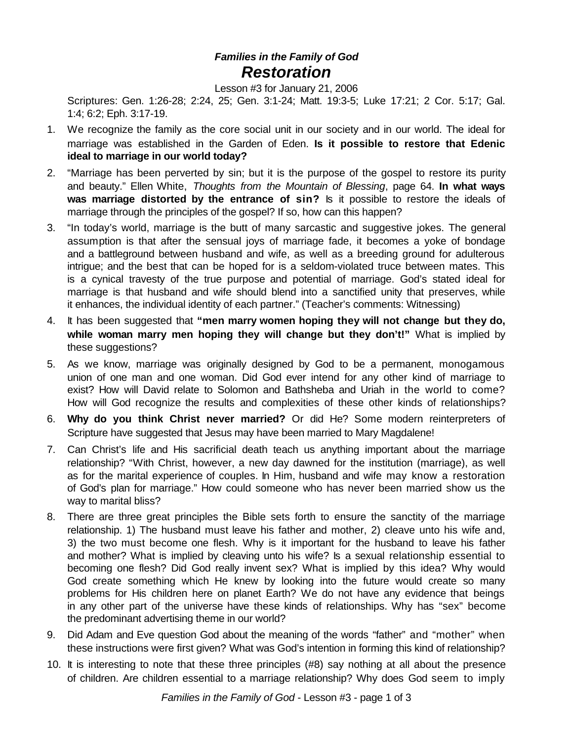***Families in the Family of God***

# *Restoration*

Lesson #3 for January 21, 2006

Scriptures: Gen. 1:26-28; 2:24, 25; Gen. 3:1-24; Matt. 19:3-5; Luke 17:21; 2 Cor. 5:17; Gal. 1:4; 6:2; Eph. 3:17-19.

1. We recognize the family as the core social unit in our society and in our world. The ideal for marriage was established in the Garden of Eden. **Is it possible to restore that Edenic ideal to marriage in our world today?**

2. "Marriage has been perverted by sin; but it is the purpose of the gospel to restore its purity and beauty." Ellen White, *Thoughts from the Mountain of Blessing*, page 64. **In what ways was marriage distorted by the entrance of sin?** Is it possible to restore the ideals of marriage through the principles of the gospel? If so, how can this happen?

3. "In today's world, marriage is the butt of many sarcastic and suggestive jokes. The general assumption is that after the sensual joys of marriage fade, it becomes a yoke of bondage and a battleground between husband and wife, as well as a breeding ground for adulterous intrigue; and the best that can be hoped for is a seldom-violated truce between mates. This is a cynical travesty of the true purpose and potential of marriage. God's stated ideal for marriage is that husband and wife should blend into a sanctified unity that preserves, while it enhances, the individual identity of each partner." (Teacher's comments: Witnessing)

4. It has been suggested that **"men marry women hoping they will not change but they do, while woman marry men hoping they will change but they don't!"** What is implied by these suggestions?

5. As we know, marriage was originally designed by God to be a permanent, monogamous union of one man and one woman. Did God ever intend for any other kind of marriage to exist? How will David relate to Solomon and Bathsheba and Uriah in the world to come? How will God recognize the results and complexities of these other kinds of relationships?

6. **Why do you think Christ never married?** Or did He? Some modern reinterpreters of Scripture have suggested that Jesus may have been married to Mary Magdalene!

7. Can Christ's life and His sacrificial death teach us anything important about the marriage relationship? "With Christ, however, a new day dawned for the institution (marriage), as well as for the marital experience of couples. In Him, husband and wife may know a restoration of God's plan for marriage." How could someone who has never been married show us the way to marital bliss?

8. There are three great principles the Bible sets forth to ensure the sanctity of the marriage relationship. 1) The husband must leave his father and mother, 2) cleave unto his wife and, 3) the two must become one flesh. Why is it important for the husband to leave his father and mother? What is implied by cleaving unto his wife? Is a sexual relationship essential to becoming one flesh? Did God really invent sex? What is implied by this idea? Why would God create something which He knew by looking into the future would create so many problems for His children here on planet Earth? We do not have any evidence that beings in any other part of the universe have these kinds of relationships. Why has "sex" become the predominant advertising theme in our world?

9. Did Adam and Eve question God about the meaning of the words "father" and "mother" when these instructions were first given? What was God's intention in forming this kind of relationship?

10. It is interesting to note that these three principles (#8) say nothing at all about the presence of children. Are children essential to a marriage relationship? Why does God seem to imply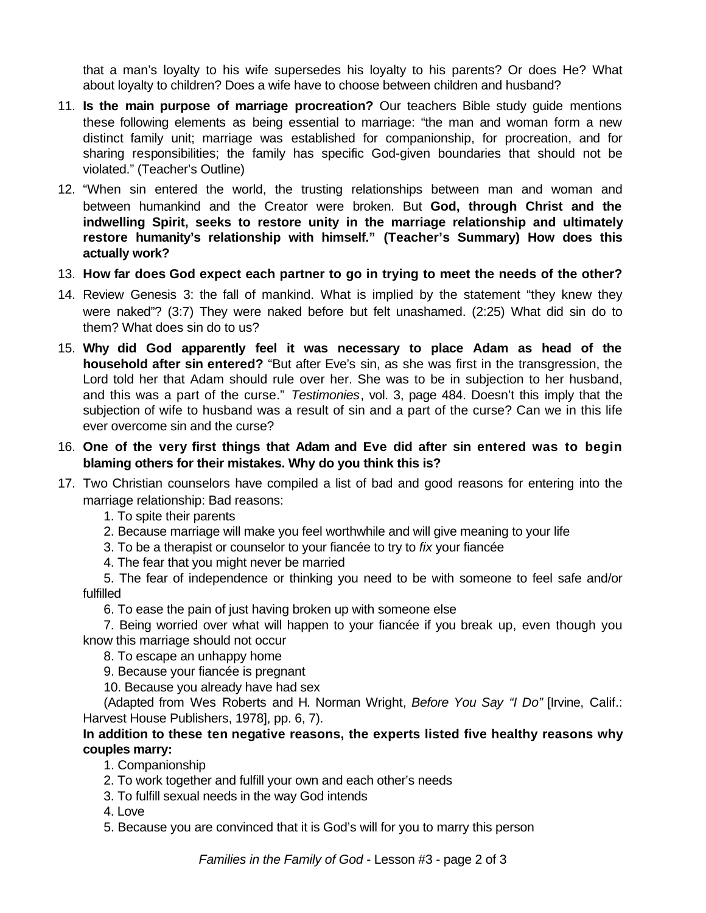that a man's loyalty to his wife supersedes his loyalty to his parents? Or does He? What about loyalty to children? Does a wife have to choose between children and husband?

11. **Is the main purpose of marriage procreation?** Our teachers Bible study guide mentions these following elements as being essential to marriage: "the man and woman form a new distinct family unit; marriage was established for companionship, for procreation, and for sharing responsibilities; the family has specific God-given boundaries that should not be violated." (Teacher's Outline)
12. "When sin entered the world, the trusting relationships between man and woman and between humankind and the Creator were broken. But **God, through Christ and the indwelling Spirit, seeks to restore unity in the marriage relationship and ultimately restore humanity's relationship with himself." (Teacher's Summary) How does this actually work?**
13. **How far does God expect each partner to go in trying to meet the needs of the other?**
14. Review Genesis 3: the fall of mankind. What is implied by the statement "they knew they were naked"? (3:7) They were naked before but felt unashamed. (2:25) What did sin do to them? What does sin do to us?
15. **Why did God apparently feel it was necessary to place Adam as head of the household after sin entered?** "But after Eve's sin, as she was first in the transgression, the Lord told her that Adam should rule over her. She was to be in subjection to her husband, and this was a part of the curse." *Testimonies*, vol. 3, page 484. Doesn't this imply that the subjection of wife to husband was a result of sin and a part of the curse? Can we in this life ever overcome sin and the curse?
16. **One of the very first things that Adam and Eve did after sin entered was to begin blaming others for their mistakes. Why do you think this is?**
17. Two Christian counselors have compiled a list of bad and good reasons for entering into the marriage relationship: Bad reasons:

    1. To spite their parents
    2. Because marriage will make you feel worthwhile and will give meaning to your life
    3. To be a therapist or counselor to your fiancée to try to *fix* your fiancée
    4. The fear that you might never be married
    5. The fear of independence or thinking you need to be with someone to feel safe and/or fulfilled
    6. To ease the pain of just having broken up with someone else
    7. Being worried over what will happen to your fiancée if you break up, even though you know this marriage should not occur
    8. To escape an unhappy home
    9. Because your fiancée is pregnant
    10. Because you already have had sex

    (Adapted from Wes Roberts and H. Norman Wright, *Before You Say "I Do"* [Irvine, Calif.: Harvest House Publishers, 1978], pp. 6, 7).

    **In addition to these ten negative reasons, the experts listed five healthy reasons why couples marry:**

    1. Companionship
    2. To work together and fulfill your own and each other's needs
    3. To fulfill sexual needs in the way God intends
    4. Love
    5. Because you are convinced that it is God's will for you to marry this person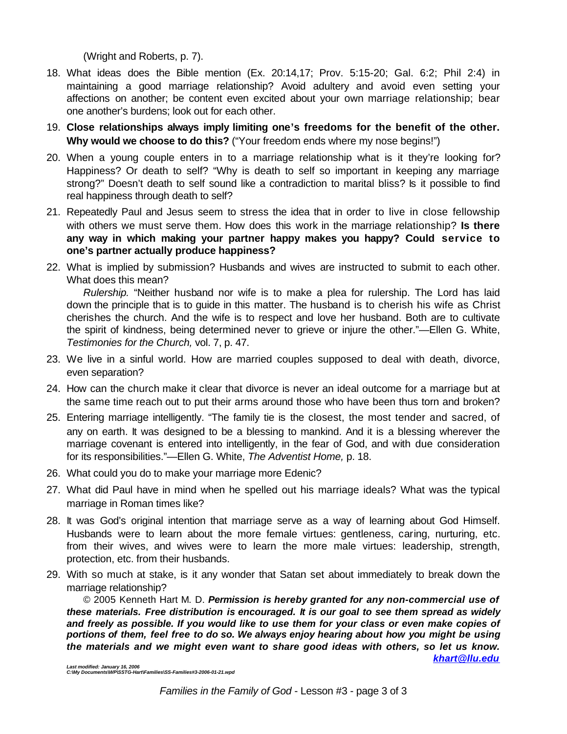(Wright and Roberts, p. 7).

18. What ideas does the Bible mention (Ex. 20:14,17; Prov. 5:15-20; Gal. 6:2; Phil 2:4) in maintaining a good marriage relationship? Avoid adultery and avoid even setting your affections on another; be content even excited about your own marriage relationship; bear one another's burdens; look out for each other.
19. **Close relationships always imply limiting one's freedoms for the benefit of the other. Why would we choose to do this?** ("Your freedom ends where my nose begins!")
20. When a young couple enters in to a marriage relationship what is it they're looking for? Happiness? Or death to self? "Why is death to self so important in keeping any marriage strong?" Doesn't death to self sound like a contradiction to marital bliss? Is it possible to find real happiness through death to self?
21. Repeatedly Paul and Jesus seem to stress the idea that in order to live in close fellowship with others we must serve them. How does this work in the marriage relationship? **Is there any way in which making your partner happy makes you happy? Could service to one's partner actually produce happiness?**
22. What is implied by submission? Husbands and wives are instructed to submit to each other. What does this mean?

    *Rulership.* "Neither husband nor wife is to make a plea for rulership. The Lord has laid down the principle that is to guide in this matter. The husband is to cherish his wife as Christ cherishes the church. And the wife is to respect and love her husband. Both are to cultivate the spirit of kindness, being determined never to grieve or injure the other."—Ellen G. White, *Testimonies for the Church,* vol. 7, p. 47.
23. We live in a sinful world. How are married couples supposed to deal with death, divorce, even separation?
24. How can the church make it clear that divorce is never an ideal outcome for a marriage but at the same time reach out to put their arms around those who have been thus torn and broken?
25. Entering marriage intelligently. "The family tie is the closest, the most tender and sacred, of any on earth. It was designed to be a blessing to mankind. And it is a blessing wherever the marriage covenant is entered into intelligently, in the fear of God, and with due consideration for its responsibilities."—Ellen G. White, *The Adventist Home,* p. 18.
26. What could you do to make your marriage more Edenic?
27. What did Paul have in mind when he spelled out his marriage ideals? What was the typical marriage in Roman times like?
28. It was God's original intention that marriage serve as a way of learning about God Himself. Husbands were to learn about the more female virtues: gentleness, caring, nurturing, etc. from their wives, and wives were to learn the more male virtues: leadership, strength, protection, etc. from their husbands.
29. With so much at stake, is it any wonder that Satan set about immediately to break down the marriage relationship?

© 2005 Kenneth Hart M. D. ***Permission is hereby granted for any non-commercial use of these materials. Free distribution is encouraged. It is our goal to see them spread as widely and freely as possible. If you would like to use them for your class or even make copies of portions of them, feel free to do so. We always enjoy hearing about how you might be using the materials and we might even want to share good ideas with others, so let us know.*** ***khart@llu.edu***

***Last modified: January 16, 2006***
***C:\My Documents\WP\SSTG-Hart\Families\SS-Families#3-2006-01-21.wpd***